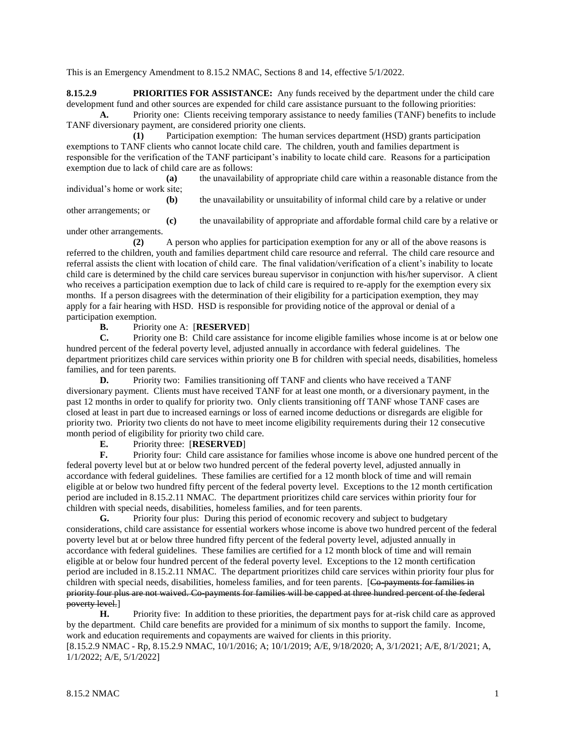This is an Emergency Amendment to 8.15.2 NMAC, Sections 8 and 14, effective 5/1/2022.

**8.15.2.9 PRIORITIES FOR ASSISTANCE:** Any funds received by the department under the child care development fund and other sources are expended for child care assistance pursuant to the following priorities:

**A.** Priority one: Clients receiving temporary assistance to needy families (TANF) benefits to include TANF diversionary payment, are considered priority one clients.

**(1)** Participation exemption: The human services department (HSD) grants participation exemptions to TANF clients who cannot locate child care. The children, youth and families department is responsible for the verification of the TANF participant's inability to locate child care. Reasons for a participation exemption due to lack of child care are as follows:

**(a)** the unavailability of appropriate child care within a reasonable distance from the individual's home or work site;

**(b)** the unavailability or unsuitability of informal child care by a relative or under other arrangements; or

**(c)** the unavailability of appropriate and affordable formal child care by a relative or under other arrangements.

**(2)** A person who applies for participation exemption for any or all of the above reasons is referred to the children, youth and families department child care resource and referral. The child care resource and referral assists the client with location of child care. The final validation/verification of a client's inability to locate child care is determined by the child care services bureau supervisor in conjunction with his/her supervisor. A client who receives a participation exemption due to lack of child care is required to re-apply for the exemption every six months. If a person disagrees with the determination of their eligibility for a participation exemption, they may apply for a fair hearing with HSD. HSD is responsible for providing notice of the approval or denial of a participation exemption.

**B.** Priority one A: [**RESERVED**]

**C.** Priority one B: Child care assistance for income eligible families whose income is at or below one hundred percent of the federal poverty level, adjusted annually in accordance with federal guidelines. The department prioritizes child care services within priority one B for children with special needs, disabilities, homeless families, and for teen parents.

**D.** Priority two: Families transitioning off TANF and clients who have received a TANF diversionary payment. Clients must have received TANF for at least one month, or a diversionary payment, in the past 12 months in order to qualify for priority two. Only clients transitioning off TANF whose TANF cases are closed at least in part due to increased earnings or loss of earned income deductions or disregards are eligible for priority two. Priority two clients do not have to meet income eligibility requirements during their 12 consecutive month period of eligibility for priority two child care.

**E.** Priority three: [**RESERVED**]

**F.** Priority four: Child care assistance for families whose income is above one hundred percent of the federal poverty level but at or below two hundred percent of the federal poverty level, adjusted annually in accordance with federal guidelines. These families are certified for a 12 month block of time and will remain eligible at or below two hundred fifty percent of the federal poverty level. Exceptions to the 12 month certification period are included in 8.15.2.11 NMAC. The department prioritizes child care services within priority four for children with special needs, disabilities, homeless families, and for teen parents.

**G.** Priority four plus: During this period of economic recovery and subject to budgetary considerations, child care assistance for essential workers whose income is above two hundred percent of the federal poverty level but at or below three hundred fifty percent of the federal poverty level, adjusted annually in accordance with federal guidelines. These families are certified for a 12 month block of time and will remain eligible at or below four hundred percent of the federal poverty level. Exceptions to the 12 month certification period are included in 8.15.2.11 NMAC. The department prioritizes child care services within priority four plus for children with special needs, disabilities, homeless families, and for teen parents. [~~Co-payments for families in priority four plus are not waived. Co-payments for families will be capped at three hundred percent of the federal poverty level.~~]

**H.** Priority five: In addition to these priorities, the department pays for at-risk child care as approved by the department. Child care benefits are provided for a minimum of six months to support the family. Income, work and education requirements and copayments are waived for clients in this priority.

[8.15.2.9 NMAC - Rp, 8.15.2.9 NMAC, 10/1/2016; A; 10/1/2019; A/E, 9/18/2020; A, 3/1/2021; A/E, 8/1/2021; A, 1/1/2022; A/E, 5/1/2022]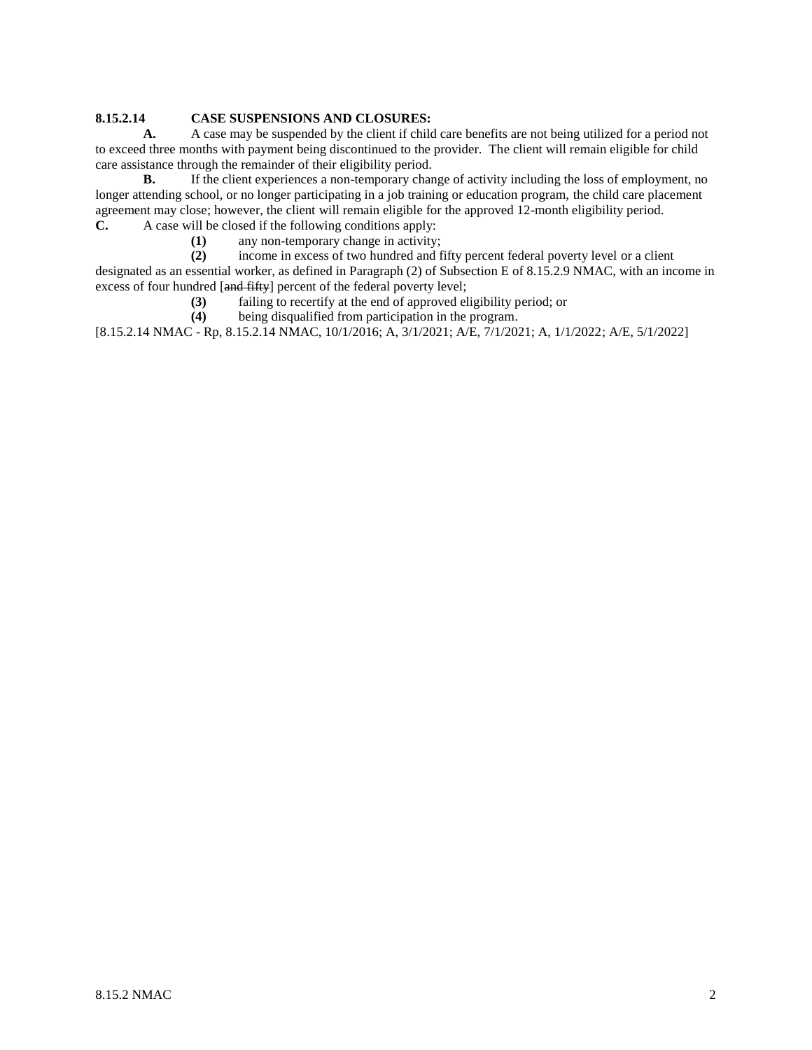**8.15.2.14 CASE SUSPENSIONS AND CLOSURES:**

**A.** A case may be suspended by the client if child care benefits are not being utilized for a period not to exceed three months with payment being discontinued to the provider. The client will remain eligible for child care assistance through the remainder of their eligibility period.

**B.** If the client experiences a non-temporary change of activity including the loss of employment, no longer attending school, or no longer participating in a job training or education program, the child care placement agreement may close; however, the client will remain eligible for the approved 12-month eligibility period.

**C.** A case will be closed if the following conditions apply:

**(1)** any non-temporary change in activity;

**(2)** income in excess of two hundred and fifty percent federal poverty level or a client designated as an essential worker, as defined in Paragraph (2) of Subsection E of 8.15.2.9 NMAC, with an income in excess of four hundred [~~and fifty~~] percent of the federal poverty level;

**(3)** failing to recertify at the end of approved eligibility period; or

**(4)** being disqualified from participation in the program.

[8.15.2.14 NMAC - Rp, 8.15.2.14 NMAC, 10/1/2016; A, 3/1/2021; A/E, 7/1/2021; A, 1/1/2022; A/E, 5/1/2022]